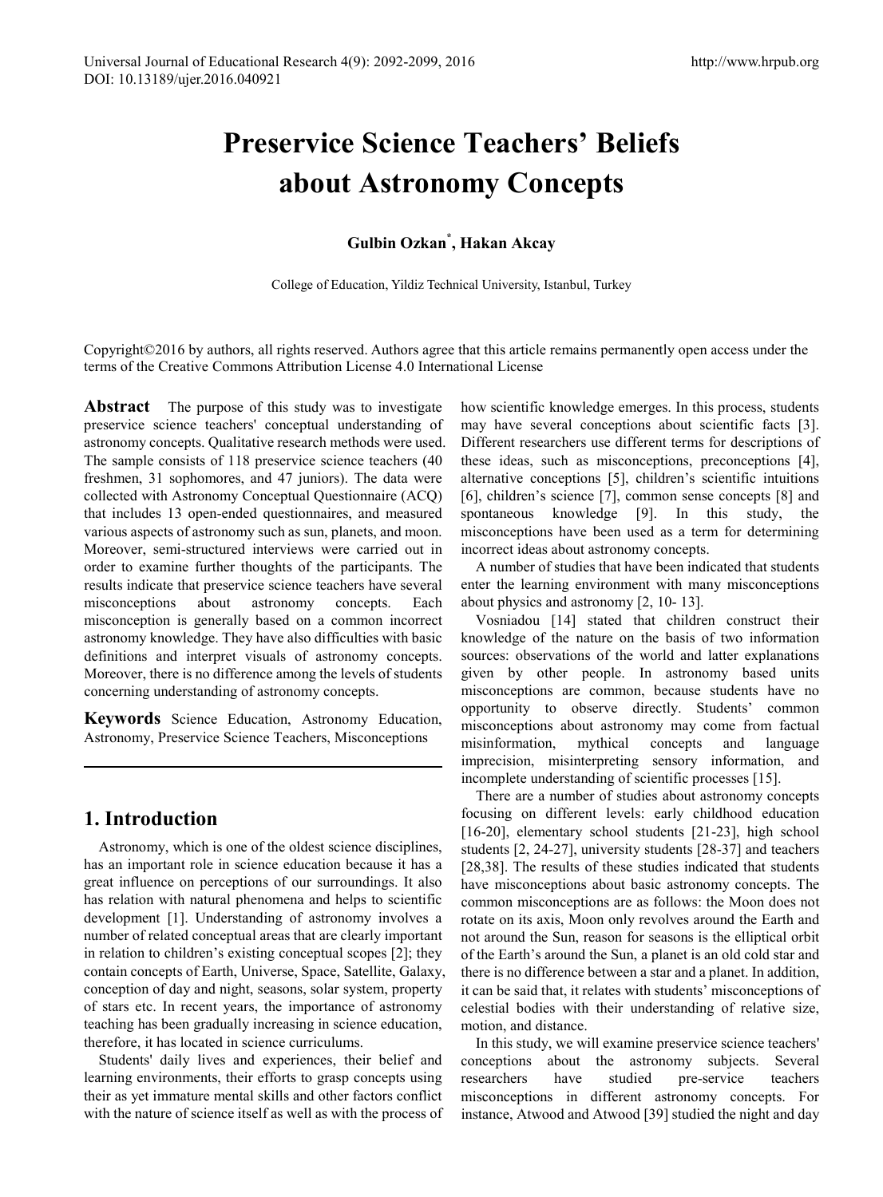# Preservice Science Teachers' Beliefs about Astronomy Concepts

**Gulbin Ozkan*, Hakan Akcay**

College of Education, Yildiz Technical University, Istanbul, Turkey

Copyright©2016 by authors, all rights reserved. Authors agree that this article remains permanently open access under the terms of the Creative Commons Attribution License 4.0 International License

**Abstract** The purpose of this study was to investigate preservice science teachers' conceptual understanding of astronomy concepts. Qualitative research methods were used. The sample consists of 118 preservice science teachers (40 freshmen, 31 sophomores, and 47 juniors). The data were collected with Astronomy Conceptual Questionnaire (ACQ) that includes 13 open-ended questionnaires, and measured various aspects of astronomy such as sun, planets, and moon. Moreover, semi-structured interviews were carried out in order to examine further thoughts of the participants. The results indicate that preservice science teachers have several misconceptions about astronomy concepts. Each misconception is generally based on a common incorrect astronomy knowledge. They have also difficulties with basic definitions and interpret visuals of astronomy concepts. Moreover, there is no difference among the levels of students concerning understanding of astronomy concepts.

**Keywords** Science Education, Astronomy Education, Astronomy, Preservice Science Teachers, Misconceptions

## 1. Introduction

Astronomy, which is one of the oldest science disciplines, has an important role in science education because it has a great influence on perceptions of our surroundings. It also has relation with natural phenomena and helps to scientific development [1]. Understanding of astronomy involves a number of related conceptual areas that are clearly important in relation to children's existing conceptual scopes [2]; they contain concepts of Earth, Universe, Space, Satellite, Galaxy, conception of day and night, seasons, solar system, property of stars etc. In recent years, the importance of astronomy teaching has been gradually increasing in science education, therefore, it has located in science curriculums.

Students' daily lives and experiences, their belief and learning environments, their efforts to grasp concepts using their as yet immature mental skills and other factors conflict with the nature of science itself as well as with the process of how scientific knowledge emerges. In this process, students may have several conceptions about scientific facts [3]. Different researchers use different terms for descriptions of these ideas, such as misconceptions, preconceptions [4], alternative conceptions [5], children's scientific intuitions [6], children's science [7], common sense concepts [8] and spontaneous knowledge [9]. In this study, the misconceptions have been used as a term for determining incorrect ideas about astronomy concepts.

A number of studies that have been indicated that students enter the learning environment with many misconceptions about physics and astronomy [2, 10- 13].

Vosniadou [14] stated that children construct their knowledge of the nature on the basis of two information sources: observations of the world and latter explanations given by other people. In astronomy based units misconceptions are common, because students have no opportunity to observe directly. Students' common misconceptions about astronomy may come from factual misinformation, mythical concepts and language imprecision, misinterpreting sensory information, and incomplete understanding of scientific processes [15].

There are a number of studies about astronomy concepts focusing on different levels: early childhood education [16-20], elementary school students [21-23], high school students [2, 24-27], university students [28-37] and teachers [28,38]. The results of these studies indicated that students have misconceptions about basic astronomy concepts. The common misconceptions are as follows: the Moon does not rotate on its axis, Moon only revolves around the Earth and not around the Sun, reason for seasons is the elliptical orbit of the Earth's around the Sun, a planet is an old cold star and there is no difference between a star and a planet. In addition, it can be said that, it relates with students' misconceptions of celestial bodies with their understanding of relative size, motion, and distance.

In this study, we will examine preservice science teachers' conceptions about the astronomy subjects. Several researchers have studied pre-service teachers misconceptions in different astronomy concepts. For instance, Atwood and Atwood [39] studied the night and day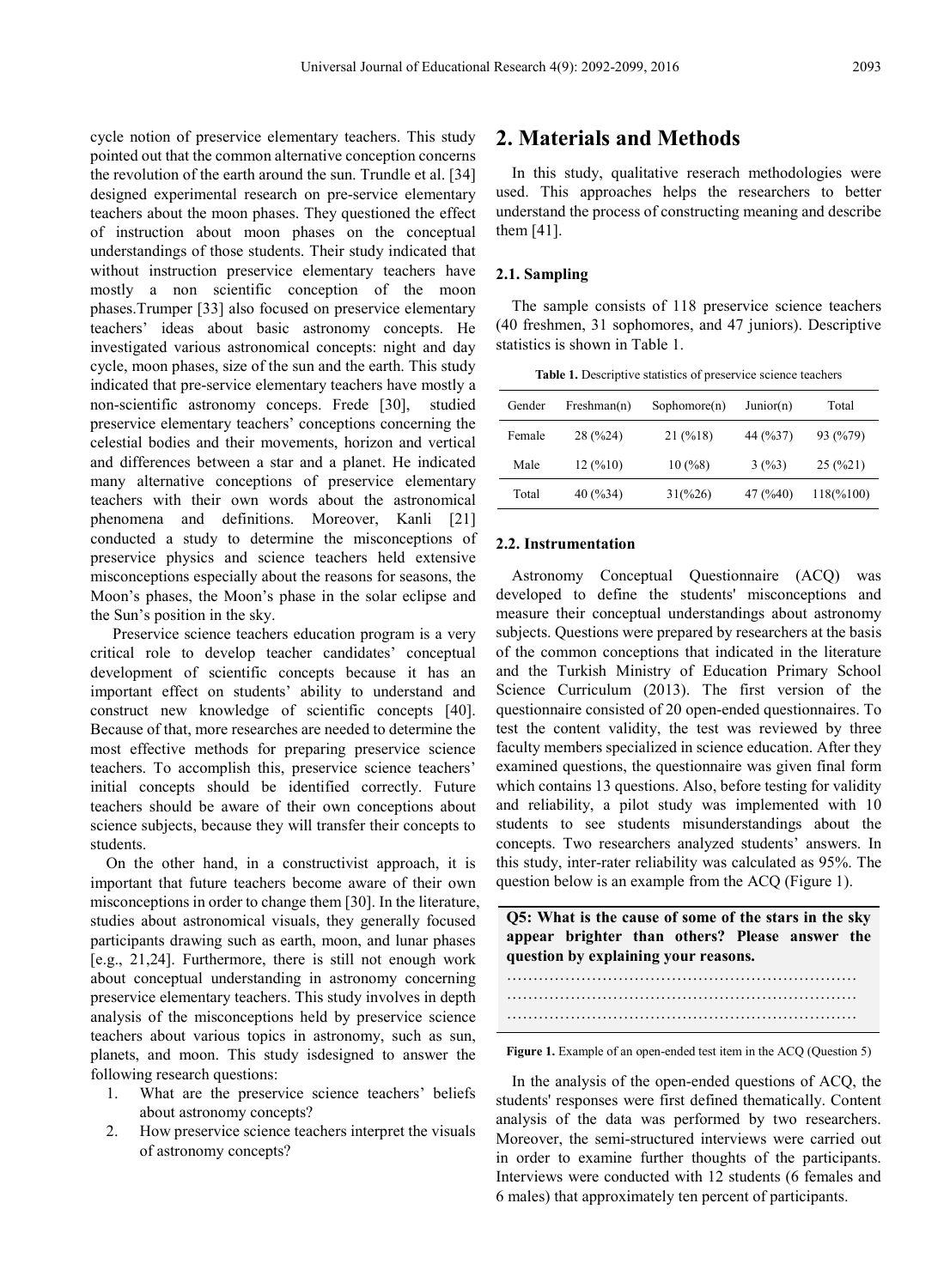cycle notion of preservice elementary teachers. This study pointed out that the common alternative conception concerns the revolution of the earth around the sun. Trundle et al. [34] designed experimental research on pre-service elementary teachers about the moon phases. They questioned the effect of instruction about moon phases on the conceptual understandings of those students. Their study indicated that without instruction preservice elementary teachers have mostly a non scientific conception of the moon phases.Trumper [33] also focused on preservice elementary teachers' ideas about basic astronomy concepts. He investigated various astronomical concepts: night and day cycle, moon phases, size of the sun and the earth. This study indicated that pre-service elementary teachers have mostly a non-scientific astronomy conceps. Frede [30], studied preservice elementary teachers' conceptions concerning the celestial bodies and their movements, horizon and vertical and differences between a star and a planet. He indicated many alternative conceptions of preservice elementary teachers with their own words about the astronomical phenomena and definitions. Moreover, Kanli [21] conducted a study to determine the misconceptions of preservice physics and science teachers held extensive misconceptions especially about the reasons for seasons, the Moon's phases, the Moon's phase in the solar eclipse and the Sun's position in the sky.

Preservice science teachers education program is a very critical role to develop teacher candidates' conceptual development of scientific concepts because it has an important effect on students' ability to understand and construct new knowledge of scientific concepts [40]. Because of that, more researches are needed to determine the most effective methods for preparing preservice science teachers. To accomplish this, preservice science teachers' initial concepts should be identified correctly. Future teachers should be aware of their own conceptions about science subjects, because they will transfer their concepts to students.

On the other hand, in a constructivist approach, it is important that future teachers become aware of their own misconceptions in order to change them [30]. In the literature, studies about astronomical visuals, they generally focused participants drawing such as earth, moon, and lunar phases [e.g., 21,24]. Furthermore, there is still not enough work about conceptual understanding in astronomy concerning preservice elementary teachers. This study involves in depth analysis of the misconceptions held by preservice science teachers about various topics in astronomy, such as sun, planets, and moon. This study isdesigned to answer the following research questions:

1. What are the preservice science teachers' beliefs about astronomy concepts?
2. How preservice science teachers interpret the visuals of astronomy concepts?

# 2. Materials and Methods

In this study, qualitative reserach methodologies were used. This approaches helps the researchers to better understand the process of constructing meaning and describe them [41].

### 2.1. Sampling

The sample consists of 118 preservice science teachers (40 freshmen, 31 sophomores, and 47 juniors). Descriptive statistics is shown in Table 1.

**Table 1.** Descriptive statistics of preservice science teachers

| Gender | Freshman(n) | Sophomore(n) | Junior(n) | Total |
|---|---|---|---|---|
| Female | 28 (%24) | 21 (%18) | 44 (%37) | 93 (%79) |
| Male | 12 (%10) | 10 (%8) | 3 (%3) | 25 (%21) |
| Total | 40 (%34) | 31(%26) | 47 (%40) | 118(%100) |

### 2.2. Instrumentation

Astronomy Conceptual Questionnaire (ACQ) was developed to define the students' misconceptions and measure their conceptual understandings about astronomy subjects. Questions were prepared by researchers at the basis of the common conceptions that indicated in the literature and the Turkish Ministry of Education Primary School Science Curriculum (2013). The first version of the questionnaire consisted of 20 open-ended questionnaires. To test the content validity, the test was reviewed by three faculty members specialized in science education. After they examined questions, the questionnaire was given final form which contains 13 questions. Also, before testing for validity and reliability, a pilot study was implemented with 10 students to see students misunderstandings about the concepts. Two researchers analyzed students' answers. In this study, inter-rater reliability was calculated as 95%. The question below is an example from the ACQ (Figure 1).

**Q5: What is the cause of some of the stars in the sky appear brighter than others? Please answer the question by explaining your reasons.**

……………………………………………………………
……………………………………………………………
……………………………………………………………

**Figure 1.** Example of an open-ended test item in the ACQ (Question 5)

In the analysis of the open-ended questions of ACQ, the students' responses were first defined thematically. Content analysis of the data was performed by two researchers. Moreover, the semi-structured interviews were carried out in order to examine further thoughts of the participants. Interviews were conducted with 12 students (6 females and 6 males) that approximately ten percent of participants.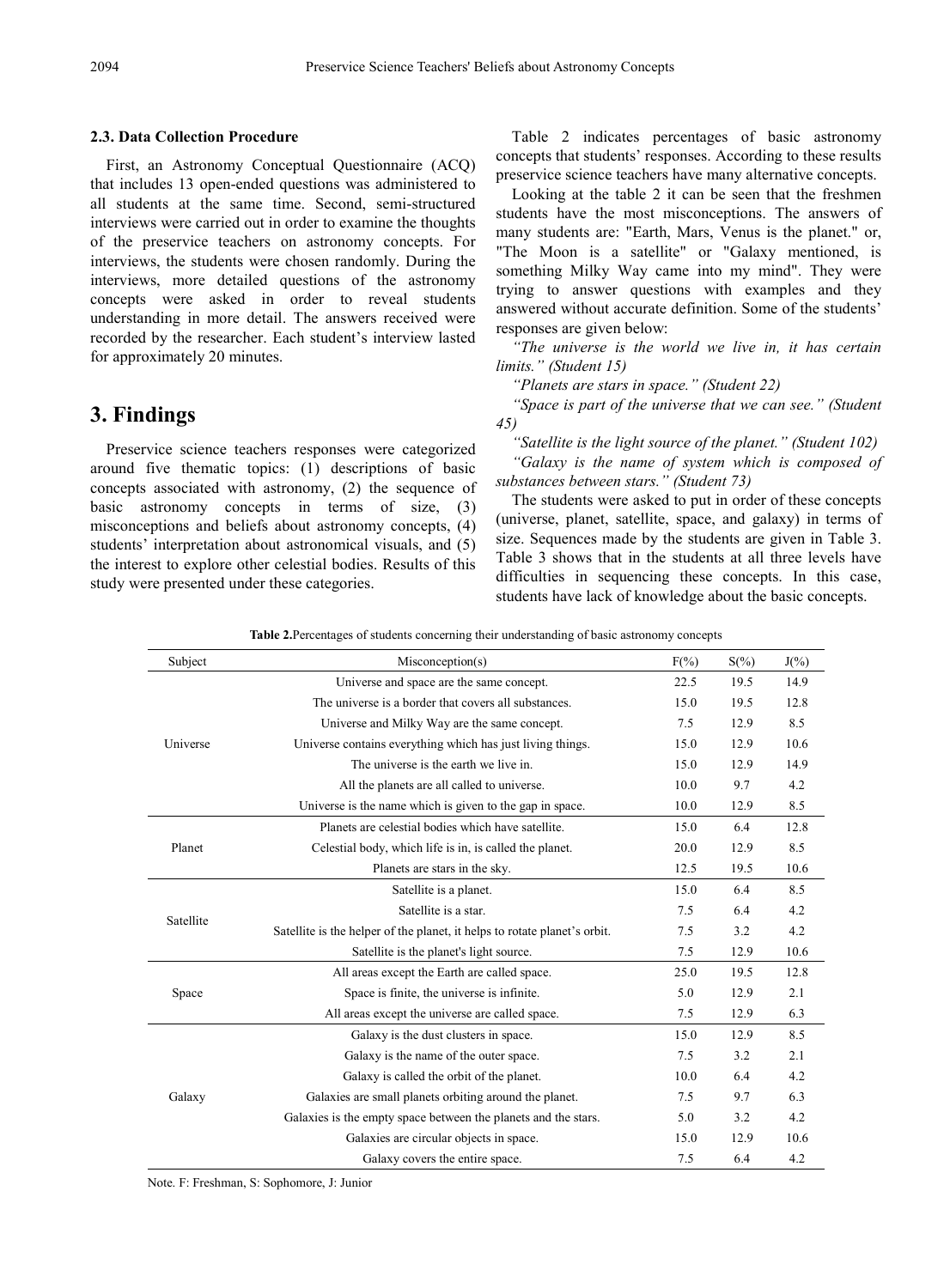### 2.3. Data Collection Procedure

First, an Astronomy Conceptual Questionnaire (ACQ) that includes 13 open-ended questions was administered to all students at the same time. Second, semi-structured interviews were carried out in order to examine the thoughts of the preservice teachers on astronomy concepts. For interviews, the students were chosen randomly. During the interviews, more detailed questions of the astronomy concepts were asked in order to reveal students understanding in more detail. The answers received were recorded by the researcher. Each student's interview lasted for approximately 20 minutes.

## 3. Findings

Preservice science teachers responses were categorized around five thematic topics: (1) descriptions of basic concepts associated with astronomy, (2) the sequence of basic astronomy concepts in terms of size, (3) misconceptions and beliefs about astronomy concepts, (4) students' interpretation about astronomical visuals, and (5) the interest to explore other celestial bodies. Results of this study were presented under these categories.

Table 2 indicates percentages of basic astronomy concepts that students' responses. According to these results preservice science teachers have many alternative concepts.

Looking at the table 2 it can be seen that the freshmen students have the most misconceptions. The answers of many students are: "Earth, Mars, Venus is the planet." or, "The Moon is a satellite" or "Galaxy mentioned, is something Milky Way came into my mind". They were trying to answer questions with examples and they answered without accurate definition. Some of the students' responses are given below:

*"The universe is the world we live in, it has certain limits." (Student 15)*

*"Planets are stars in space." (Student 22)*

*"Space is part of the universe that we can see." (Student 45)*

*"Satellite is the light source of the planet." (Student 102)*

*"Galaxy is the name of system which is composed of substances between stars." (Student 73)*

The students were asked to put in order of these concepts (universe, planet, satellite, space, and galaxy) in terms of size. Sequences made by the students are given in Table 3. Table 3 shows that in the students at all three levels have difficulties in sequencing these concepts. In this case, students have lack of knowledge about the basic concepts.

**Table 2.** Percentages of students concerning their understanding of basic astronomy concepts

| Subject | Misconception(s) | F(%) | S(%) | J(%) |
|---|---|---|---|---|
| Universe | Universe and space are the same concept. | 22.5 | 19.5 | 14.9 |
| | The universe is a border that covers all substances. | 15.0 | 19.5 | 12.8 |
| | Universe and Milky Way are the same concept. | 7.5 | 12.9 | 8.5 |
| | Universe contains everything which has just living things. | 15.0 | 12.9 | 10.6 |
| | The universe is the earth we live in. | 15.0 | 12.9 | 14.9 |
| | All the planets are all called to universe. | 10.0 | 9.7 | 4.2 |
| | Universe is the name which is given to the gap in space. | 10.0 | 12.9 | 8.5 |
| Planet | Planets are celestial bodies which have satellite. | 15.0 | 6.4 | 12.8 |
| | Celestial body, which life is in, is called the planet. | 20.0 | 12.9 | 8.5 |
| | Planets are stars in the sky. | 12.5 | 19.5 | 10.6 |
| Satellite | Satellite is a planet. | 15.0 | 6.4 | 8.5 |
| | Satellite is a star. | 7.5 | 6.4 | 4.2 |
| | Satellite is the helper of the planet, it helps to rotate planet's orbit. | 7.5 | 3.2 | 4.2 |
| | Satellite is the planet's light source. | 7.5 | 12.9 | 10.6 |
| Space | All areas except the Earth are called space. | 25.0 | 19.5 | 12.8 |
| | Space is finite, the universe is infinite. | 5.0 | 12.9 | 2.1 |
| | All areas except the universe are called space. | 7.5 | 12.9 | 6.3 |
| Galaxy | Galaxy is the dust clusters in space. | 15.0 | 12.9 | 8.5 |
| | Galaxy is the name of the outer space. | 7.5 | 3.2 | 2.1 |
| | Galaxy is called the orbit of the planet. | 10.0 | 6.4 | 4.2 |
| | Galaxies are small planets orbiting around the planet. | 7.5 | 9.7 | 6.3 |
| | Galaxies is the empty space between the planets and the stars. | 5.0 | 3.2 | 4.2 |
| | Galaxies are circular objects in space. | 15.0 | 12.9 | 10.6 |
| | Galaxy covers the entire space. | 7.5 | 6.4 | 4.2 |

Note. F: Freshman, S: Sophomore, J: Junior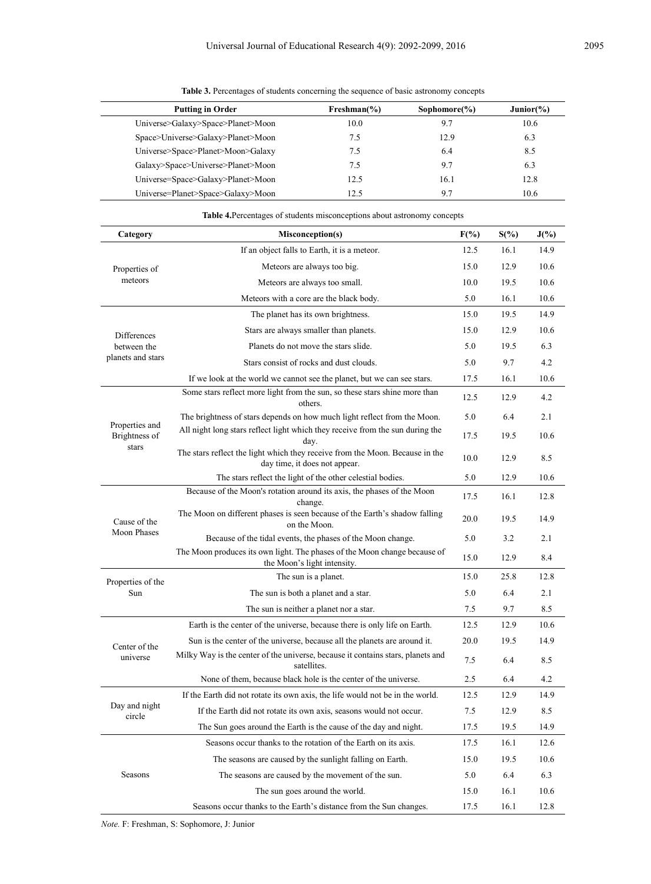**Table 3.** Percentages of students concerning the sequence of basic astronomy concepts

| Putting in Order | Freshman(%) | Sophomore(%) | Junior(%) |
|---|---|---|---|
| Universe>Galaxy>Space>Planet>Moon | 10.0 | 9.7 | 10.6 |
| Space>Universe>Galaxy>Planet>Moon | 7.5 | 12.9 | 6.3 |
| Universe>Space>Planet>Moon>Galaxy | 7.5 | 6.4 | 8.5 |
| Galaxy>Space>Universe>Planet>Moon | 7.5 | 9.7 | 6.3 |
| Universe=Space>Galaxy>Planet>Moon | 12.5 | 16.1 | 12.8 |
| Universe=Planet>Space>Galaxy>Moon | 12.5 | 9.7 | 10.6 |

**Table 4.** Percentages of students misconceptions about astronomy concepts

| Category | Misconception(s) | F(%) | S(%) | J(%) |
|---|---|---|---|---|
| Properties of meteors | If an object falls to Earth, it is a meteor. | 12.5 | 16.1 | 14.9 |
| | Meteors are always too big. | 15.0 | 12.9 | 10.6 |
| | Meteors are always too small. | 10.0 | 19.5 | 10.6 |
| | Meteors with a core are the black body. | 5.0 | 16.1 | 10.6 |
| Differences between the planets and stars | The planet has its own brightness. | 15.0 | 19.5 | 14.9 |
| | Stars are always smaller than planets. | 15.0 | 12.9 | 10.6 |
| | Planets do not move the stars slide. | 5.0 | 19.5 | 6.3 |
| | Stars consist of rocks and dust clouds. | 5.0 | 9.7 | 4.2 |
| | If we look at the world we cannot see the planet, but we can see stars. | 17.5 | 16.1 | 10.6 |
| Properties and Brightness of stars | Some stars reflect more light from the sun, so these stars shine more than others. | 12.5 | 12.9 | 4.2 |
| | The brightness of stars depends on how much light reflect from the Moon. | 5.0 | 6.4 | 2.1 |
| | All night long stars reflect light which they receive from the sun during the day. | 17.5 | 19.5 | 10.6 |
| | The stars reflect the light which they receive from the Moon. Because in the day time, it does not appear. | 10.0 | 12.9 | 8.5 |
| | The stars reflect the light of the other celestial bodies. | 5.0 | 12.9 | 10.6 |
| Cause of the Moon Phases | Because of the Moon's rotation around its axis, the phases of the Moon change. | 17.5 | 16.1 | 12.8 |
| | The Moon on different phases is seen because of the Earth's shadow falling on the Moon. | 20.0 | 19.5 | 14.9 |
| | Because of the tidal events, the phases of the Moon change. | 5.0 | 3.2 | 2.1 |
| | The Moon produces its own light. The phases of the Moon change because of the Moon's light intensity. | 15.0 | 12.9 | 8.4 |
| Properties of the Sun | The sun is a planet. | 15.0 | 25.8 | 12.8 |
| | The sun is both a planet and a star. | 5.0 | 6.4 | 2.1 |
| | The sun is neither a planet nor a star. | 7.5 | 9.7 | 8.5 |
| Center of the universe | Earth is the center of the universe, because there is only life on Earth. | 12.5 | 12.9 | 10.6 |
| | Sun is the center of the universe, because all the planets are around it. | 20.0 | 19.5 | 14.9 |
| | Milky Way is the center of the universe, because it contains stars, planets and satellites. | 7.5 | 6.4 | 8.5 |
| | None of them, because black hole is the center of the universe. | 2.5 | 6.4 | 4.2 |
| Day and night circle | If the Earth did not rotate its own axis, the life would not be in the world. | 12.5 | 12.9 | 14.9 |
| | If the Earth did not rotate its own axis, seasons would not occur. | 7.5 | 12.9 | 8.5 |
| | The Sun goes around the Earth is the cause of the day and night. | 17.5 | 19.5 | 14.9 |
| Seasons | Seasons occur thanks to the rotation of the Earth on its axis. | 17.5 | 16.1 | 12.6 |
| | The seasons are caused by the sunlight falling on Earth. | 15.0 | 19.5 | 10.6 |
| | The seasons are caused by the movement of the sun. | 5.0 | 6.4 | 6.3 |
| | The sun goes around the world. | 15.0 | 16.1 | 10.6 |
| | Seasons occur thanks to the Earth's distance from the Sun changes. | 17.5 | 16.1 | 12.8 |

*Note.* F: Freshman, S: Sophomore, J: Junior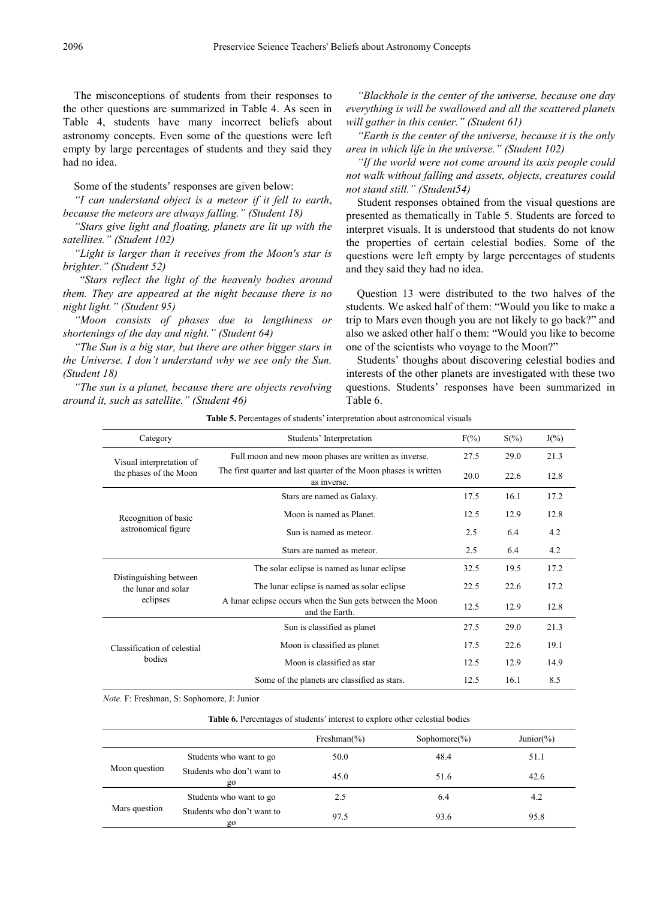The misconceptions of students from their responses to the other questions are summarized in Table 4. As seen in Table 4, students have many incorrect beliefs about astronomy concepts. Even some of the questions were left empty by large percentages of students and they said they had no idea.

Some of the students' responses are given below:

*"I can understand object is a meteor if it fell to earth, because the meteors are always falling." (Student 18)*

*"Stars give light and floating, planets are lit up with the satellites." (Student 102)*

*"Light is larger than it receives from the Moon's star is brighter." (Student 52)*

*"Stars reflect the light of the heavenly bodies around them. They are appeared at the night because there is no night light." (Student 95)*

*"Moon consists of phases due to lengthiness or shortenings of the day and night." (Student 64)*

*"The Sun is a big star, but there are other bigger stars in the Universe. I don't understand why we see only the Sun. (Student 18)*

*"The sun is a planet, because there are objects revolving around it, such as satellite." (Student 46)*

*"Blackhole is the center of the universe, because one day everything is will be swallowed and all the scattered planets will gather in this center." (Student 61)*

*"Earth is the center of the universe, because it is the only area in which life in the universe." (Student 102)*

*"If the world were not come around its axis people could not walk without falling and assets, objects, creatures could not stand still." (Student54)*

Student responses obtained from the visual questions are presented as thematically in Table 5. Students are forced to interpret visuals. It is understood that students do not know the properties of certain celestial bodies. Some of the questions were left empty by large percentages of students and they said they had no idea.

Question 13 were distributed to the two halves of the students. We asked half of them: "Would you like to make a trip to Mars even though you are not likely to go back?" and also we asked other half o them: "Would you like to become one of the scientists who voyage to the Moon?"

Students' thoughs about discovering celestial bodies and interests of the other planets are investigated with these two questions. Students' responses have been summarized in Table 6.

**Table 5.** Percentages of students' interpretation about astronomical visuals

| Category | Students' Interpretation | F(%) | S(%) | J(%) |
|---|---|---|---|---|
| Visual interpretation of the phases of the Moon | Full moon and new moon phases are written as inverse. | 27.5 | 29.0 | 21.3 |
| | The first quarter and last quarter of the Moon phases is written as inverse. | 20.0 | 22.6 | 12.8 |
| Recognition of basic astronomical figure | Stars are named as Galaxy. | 17.5 | 16.1 | 17.2 |
| | Moon is named as Planet. | 12.5 | 12.9 | 12.8 |
| | Sun is named as meteor. | 2.5 | 6.4 | 4.2 |
| | Stars are named as meteor. | 2.5 | 6.4 | 4.2 |
| Distinguishing between the lunar and solar eclipses | The solar eclipse is named as lunar eclipse | 32.5 | 19.5 | 17.2 |
| | The lunar eclipse is named as solar eclipse | 22.5 | 22.6 | 17.2 |
| | A lunar eclipse occurs when the Sun gets between the Moon and the Earth. | 12.5 | 12.9 | 12.8 |
| Classification of celestial bodies | Sun is classified as planet | 27.5 | 29.0 | 21.3 |
| | Moon is classified as planet | 17.5 | 22.6 | 19.1 |
| | Moon is classified as star | 12.5 | 12.9 | 14.9 |
| | Some of the planets are classified as stars. | 12.5 | 16.1 | 8.5 |

*Note.* F: Freshman, S: Sophomore, J: Junior

**Table 6.** Percentages of students' interest to explore other celestial bodies

| | | Freshman(%) | Sophomore(%) | Junior(%) |
|---|---|---|---|---|
| Moon question | Students who want to go | 50.0 | 48.4 | 51.1 |
| | Students who don't want to go | 45.0 | 51.6 | 42.6 |
| Mars question | Students who want to go | 2.5 | 6.4 | 4.2 |
| | Students who don't want to go | 97.5 | 93.6 | 95.8 |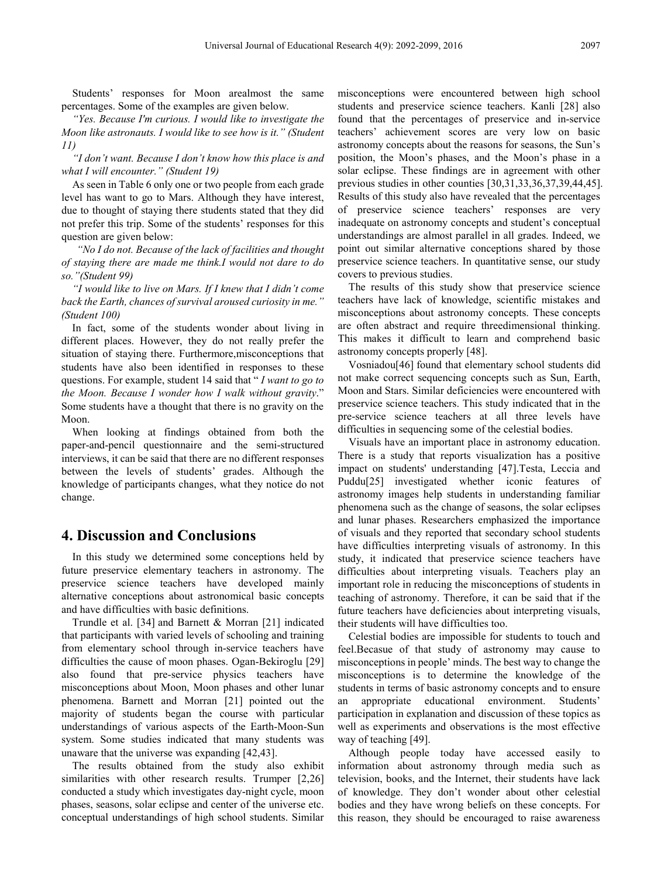Students' responses for Moon arealmost the same percentages. Some of the examples are given below.

*"Yes. Because I'm curious. I would like to investigate the Moon like astronauts. I would like to see how is it." (Student 11)*

*"I don't want. Because I don't know how this place is and what I will encounter." (Student 19)*

As seen in Table 6 only one or two people from each grade level has want to go to Mars. Although they have interest, due to thought of staying there students stated that they did not prefer this trip. Some of the students' responses for this question are given below:

*"No I do not. Because of the lack of facilities and thought of staying there are made me think.I would not dare to do so."(Student 99)*

*"I would like to live on Mars. If I knew that I didn't come back the Earth, chances of survival aroused curiosity in me." (Student 100)*

In fact, some of the students wonder about living in different places. However, they do not really prefer the situation of staying there. Furthermore,misconceptions that students have also been identified in responses to these questions. For example, student 14 said that " *I want to go to the Moon. Because I wonder how I walk without gravity*." Some students have a thought that there is no gravity on the Moon.

When looking at findings obtained from both the paper-and-pencil questionnaire and the semi-structured interviews, it can be said that there are no different responses between the levels of students' grades. Although the knowledge of participants changes, what they notice do not change.

## 4. Discussion and Conclusions

In this study we determined some conceptions held by future preservice elementary teachers in astronomy. The preservice science teachers have developed mainly alternative conceptions about astronomical basic concepts and have difficulties with basic definitions.

Trundle et al. [34] and Barnett & Morran [21] indicated that participants with varied levels of schooling and training from elementary school through in-service teachers have difficulties the cause of moon phases. Ogan-Bekiroglu [29] also found that pre-service physics teachers have misconceptions about Moon, Moon phases and other lunar phenomena. Barnett and Morran [21] pointed out the majority of students began the course with particular understandings of various aspects of the Earth-Moon-Sun system. Some studies indicated that many students was unaware that the universe was expanding [42,43].

The results obtained from the study also exhibit similarities with other research results. Trumper [2,26] conducted a study which investigates day-night cycle, moon phases, seasons, solar eclipse and center of the universe etc. conceptual understandings of high school students. Similar misconceptions were encountered between high school students and preservice science teachers. Kanli [28] also found that the percentages of preservice and in-service teachers' achievement scores are very low on basic astronomy concepts about the reasons for seasons, the Sun's position, the Moon's phases, and the Moon's phase in a solar eclipse. These findings are in agreement with other previous studies in other counties [30,31,33,36,37,39,44,45]. Results of this study also have revealed that the percentages of preservice science teachers' responses are very inadequate on astronomy concepts and student's conceptual understandings are almost parallel in all grades. Indeed, we point out similar alternative conceptions shared by those preservice science teachers. In quantitative sense, our study covers to previous studies.

The results of this study show that preservice science teachers have lack of knowledge, scientific mistakes and misconceptions about astronomy concepts. These concepts are often abstract and require threedimensional thinking. This makes it difficult to learn and comprehend basic astronomy concepts properly [48].

Vosniadou[46] found that elementary school students did not make correct sequencing concepts such as Sun, Earth, Moon and Stars. Similar deficiencies were encountered with preservice science teachers. This study indicated that in the pre-service science teachers at all three levels have difficulties in sequencing some of the celestial bodies.

Visuals have an important place in astronomy education. There is a study that reports visualization has a positive impact on students' understanding [47].Testa, Leccia and Puddu[25] investigated whether iconic features of astronomy images help students in understanding familiar phenomena such as the change of seasons, the solar eclipses and lunar phases. Researchers emphasized the importance of visuals and they reported that secondary school students have difficulties interpreting visuals of astronomy. In this study, it indicated that preservice science teachers have difficulties about interpreting visuals. Teachers play an important role in reducing the misconceptions of students in teaching of astronomy. Therefore, it can be said that if the future teachers have deficiencies about interpreting visuals, their students will have difficulties too.

Celestial bodies are impossible for students to touch and feel.Becasue of that study of astronomy may cause to misconceptions in people' minds. The best way to change the misconceptions is to determine the knowledge of the students in terms of basic astronomy concepts and to ensure an appropriate educational environment. Students' participation in explanation and discussion of these topics as well as experiments and observations is the most effective way of teaching [49].

Although people today have accessed easily to information about astronomy through media such as television, books, and the Internet, their students have lack of knowledge. They don't wonder about other celestial bodies and they have wrong beliefs on these concepts. For this reason, they should be encouraged to raise awareness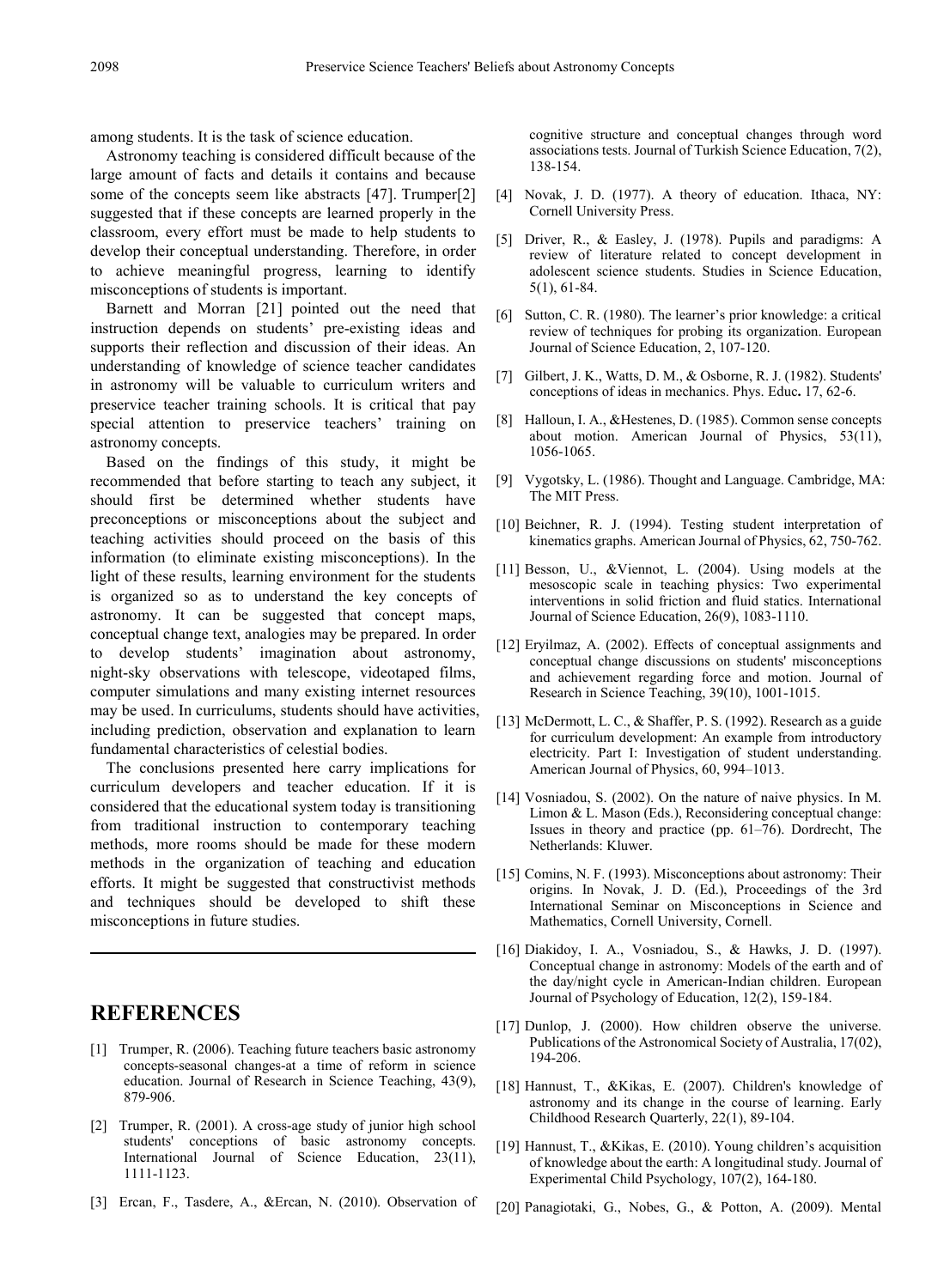among students. It is the task of science education.

Astronomy teaching is considered difficult because of the large amount of facts and details it contains and because some of the concepts seem like abstracts [47]. Trumper[2] suggested that if these concepts are learned properly in the classroom, every effort must be made to help students to develop their conceptual understanding. Therefore, in order to achieve meaningful progress, learning to identify misconceptions of students is important.

Barnett and Morran [21] pointed out the need that instruction depends on students' pre-existing ideas and supports their reflection and discussion of their ideas. An understanding of knowledge of science teacher candidates in astronomy will be valuable to curriculum writers and preservice teacher training schools. It is critical that pay special attention to preservice teachers' training on astronomy concepts.

Based on the findings of this study, it might be recommended that before starting to teach any subject, it should first be determined whether students have preconceptions or misconceptions about the subject and teaching activities should proceed on the basis of this information (to eliminate existing misconceptions). In the light of these results, learning environment for the students is organized so as to understand the key concepts of astronomy. It can be suggested that concept maps, conceptual change text, analogies may be prepared. In order to develop students' imagination about astronomy, night-sky observations with telescope, videotaped films, computer simulations and many existing internet resources may be used. In curriculums, students should have activities, including prediction, observation and explanation to learn fundamental characteristics of celestial bodies.

The conclusions presented here carry implications for curriculum developers and teacher education. If it is considered that the educational system today is transitioning from traditional instruction to contemporary teaching methods, more rooms should be made for these modern methods in the organization of teaching and education efforts. It might be suggested that constructivist methods and techniques should be developed to shift these misconceptions in future studies.

# REFERENCES

[1] Trumper, R. (2006). Teaching future teachers basic astronomy concepts-seasonal changes-at a time of reform in science education. Journal of Research in Science Teaching, 43(9), 879-906.

[2] Trumper, R. (2001). A cross-age study of junior high school students' conceptions of basic astronomy concepts. International Journal of Science Education, 23(11), 1111-1123.

[3] Ercan, F., Tasdere, A., &Ercan, N. (2010). Observation of cognitive structure and conceptual changes through word associations tests. Journal of Turkish Science Education, 7(2), 138-154.

[4] Novak, J. D. (1977). A theory of education. Ithaca, NY: Cornell University Press.

[5] Driver, R., & Easley, J. (1978). Pupils and paradigms: A review of literature related to concept development in adolescent science students. Studies in Science Education, 5(1), 61-84.

[6] Sutton, C. R. (1980). The learner's prior knowledge: a critical review of techniques for probing its organization. European Journal of Science Education, 2, 107-120.

[7] Gilbert, J. K., Watts, D. M., & Osborne, R. J. (1982). Students' conceptions of ideas in mechanics. Phys. Educ**.** 17, 62-6.

[8] Halloun, I. A., &Hestenes, D. (1985). Common sense concepts about motion. American Journal of Physics, 53(11), 1056-1065.

[9] Vygotsky, L. (1986). Thought and Language. Cambridge, MA: The MIT Press.

[10] Beichner, R. J. (1994). Testing student interpretation of kinematics graphs. American Journal of Physics, 62, 750-762.

[11] Besson, U., &Viennot, L. (2004). Using models at the mesoscopic scale in teaching physics: Two experimental interventions in solid friction and fluid statics. International Journal of Science Education, 26(9), 1083-1110.

[12] Eryilmaz, A. (2002). Effects of conceptual assignments and conceptual change discussions on students' misconceptions and achievement regarding force and motion. Journal of Research in Science Teaching, 39(10), 1001-1015.

[13] McDermott, L. C., & Shaffer, P. S. (1992). Research as a guide for curriculum development: An example from introductory electricity. Part I: Investigation of student understanding. American Journal of Physics, 60, 994–1013.

[14] Vosniadou, S. (2002). On the nature of naive physics. In M. Limon & L. Mason (Eds.), Reconsidering conceptual change: Issues in theory and practice (pp. 61–76). Dordrecht, The Netherlands: Kluwer.

[15] Comins, N. F. (1993). Misconceptions about astronomy: Their origins. In Novak, J. D. (Ed.), Proceedings of the 3rd International Seminar on Misconceptions in Science and Mathematics, Cornell University, Cornell.

[16] Diakidoy, I. A., Vosniadou, S., & Hawks, J. D. (1997). Conceptual change in astronomy: Models of the earth and of the day/night cycle in American-Indian children. European Journal of Psychology of Education, 12(2), 159-184.

[17] Dunlop, J. (2000). How children observe the universe. Publications of the Astronomical Society of Australia, 17(02), 194-206.

[18] Hannust, T., &Kikas, E. (2007). Children's knowledge of astronomy and its change in the course of learning. Early Childhood Research Quarterly, 22(1), 89-104.

[19] Hannust, T., &Kikas, E. (2010). Young children's acquisition of knowledge about the earth: A longitudinal study. Journal of Experimental Child Psychology, 107(2), 164-180.

[20] Panagiotaki, G., Nobes, G., & Potton, A. (2009). Mental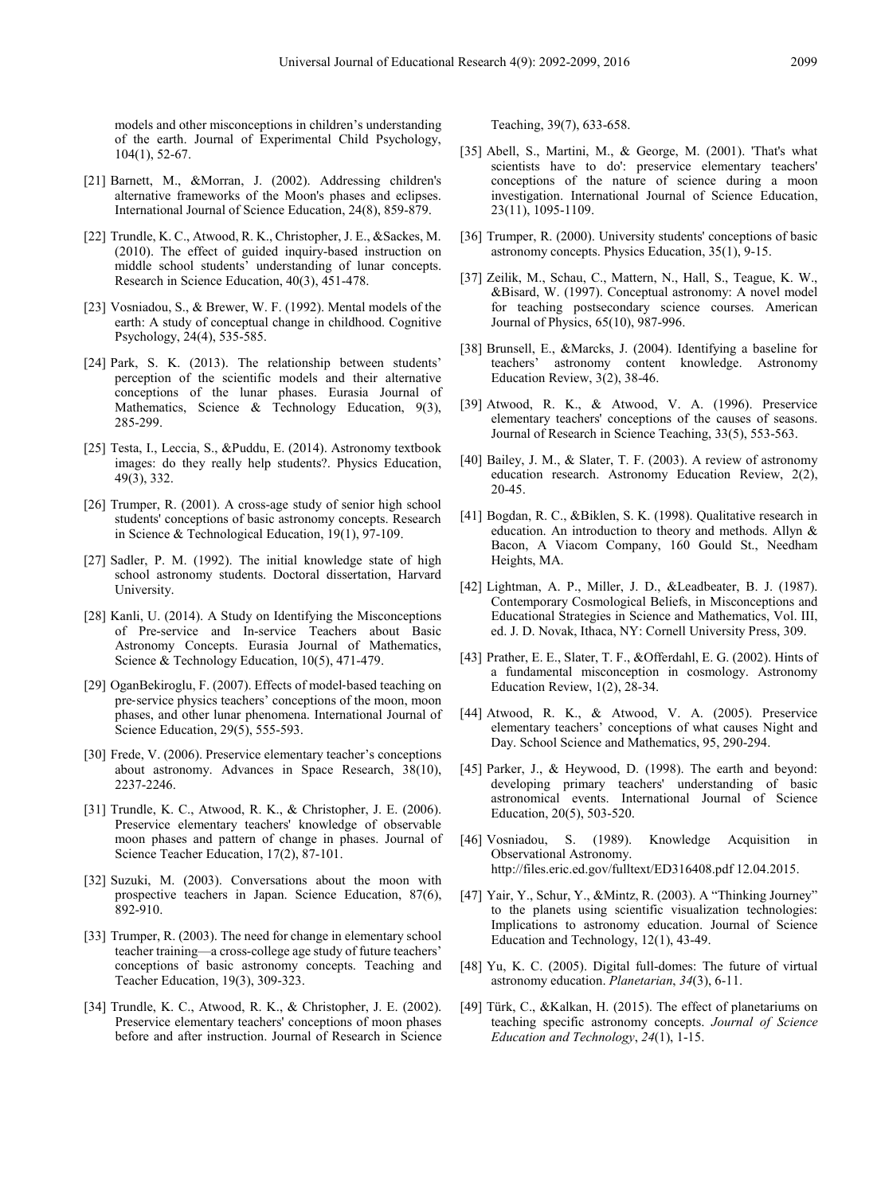models and other misconceptions in children's understanding of the earth. Journal of Experimental Child Psychology, 104(1), 52-67.

[21] Barnett, M., &Morran, J. (2002). Addressing children's alternative frameworks of the Moon's phases and eclipses. International Journal of Science Education, 24(8), 859-879.

[22] Trundle, K. C., Atwood, R. K., Christopher, J. E., &Sackes, M. (2010). The effect of guided inquiry-based instruction on middle school students' understanding of lunar concepts. Research in Science Education, 40(3), 451-478.

[23] Vosniadou, S., & Brewer, W. F. (1992). Mental models of the earth: A study of conceptual change in childhood. Cognitive Psychology, 24(4), 535-585.

[24] Park, S. K. (2013). The relationship between students' perception of the scientific models and their alternative conceptions of the lunar phases. Eurasia Journal of Mathematics, Science & Technology Education, 9(3), 285-299.

[25] Testa, I., Leccia, S., &Puddu, E. (2014). Astronomy textbook images: do they really help students?. Physics Education, 49(3), 332.

[26] Trumper, R. (2001). A cross-age study of senior high school students' conceptions of basic astronomy concepts. Research in Science & Technological Education, 19(1), 97-109.

[27] Sadler, P. M. (1992). The initial knowledge state of high school astronomy students. Doctoral dissertation, Harvard University.

[28] Kanli, U. (2014). A Study on Identifying the Misconceptions of Pre-service and In-service Teachers about Basic Astronomy Concepts. Eurasia Journal of Mathematics, Science & Technology Education, 10(5), 471-479.

[29] OganBekiroglu, F. (2007). Effects of model-based teaching on pre-service physics teachers' conceptions of the moon, moon phases, and other lunar phenomena. International Journal of Science Education, 29(5), 555-593.

[30] Frede, V. (2006). Preservice elementary teacher's conceptions about astronomy. Advances in Space Research, 38(10), 2237-2246.

[31] Trundle, K. C., Atwood, R. K., & Christopher, J. E. (2006). Preservice elementary teachers' knowledge of observable moon phases and pattern of change in phases. Journal of Science Teacher Education, 17(2), 87-101.

[32] Suzuki, M. (2003). Conversations about the moon with prospective teachers in Japan. Science Education, 87(6), 892-910.

[33] Trumper, R. (2003). The need for change in elementary school teacher training—a cross-college age study of future teachers' conceptions of basic astronomy concepts. Teaching and Teacher Education, 19(3), 309-323.

[34] Trundle, K. C., Atwood, R. K., & Christopher, J. E. (2002). Preservice elementary teachers' conceptions of moon phases before and after instruction. Journal of Research in Science Teaching, 39(7), 633-658.

[35] Abell, S., Martini, M., & George, M. (2001). 'That's what scientists have to do': preservice elementary teachers' conceptions of the nature of science during a moon investigation. International Journal of Science Education, 23(11), 1095-1109.

[36] Trumper, R. (2000). University students' conceptions of basic astronomy concepts. Physics Education, 35(1), 9-15.

[37] Zeilik, M., Schau, C., Mattern, N., Hall, S., Teague, K. W., &Bisard, W. (1997). Conceptual astronomy: A novel model for teaching postsecondary science courses. American Journal of Physics, 65(10), 987-996.

[38] Brunsell, E., &Marcks, J. (2004). Identifying a baseline for teachers' astronomy content knowledge. Astronomy Education Review, 3(2), 38-46.

[39] Atwood, R. K., & Atwood, V. A. (1996). Preservice elementary teachers' conceptions of the causes of seasons. Journal of Research in Science Teaching, 33(5), 553-563.

[40] Bailey, J. M., & Slater, T. F. (2003). A review of astronomy education research. Astronomy Education Review, 2(2), 20-45.

[41] Bogdan, R. C., &Biklen, S. K. (1998). Qualitative research in education. An introduction to theory and methods. Allyn & Bacon, A Viacom Company, 160 Gould St., Needham Heights, MA.

[42] Lightman, A. P., Miller, J. D., &Leadbeater, B. J. (1987). Contemporary Cosmological Beliefs, in Misconceptions and Educational Strategies in Science and Mathematics, Vol. III, ed. J. D. Novak, Ithaca, NY: Cornell University Press, 309.

[43] Prather, E. E., Slater, T. F., &Offerdahl, E. G. (2002). Hints of a fundamental misconception in cosmology. Astronomy Education Review, 1(2), 28-34.

[44] Atwood, R. K., & Atwood, V. A. (2005). Preservice elementary teachers' conceptions of what causes Night and Day. School Science and Mathematics, 95, 290-294.

[45] Parker, J., & Heywood, D. (1998). The earth and beyond: developing primary teachers' understanding of basic astronomical events. International Journal of Science Education, 20(5), 503-520.

[46] Vosniadou, S. (1989). Knowledge Acquisition in Observational Astronomy. http://files.eric.ed.gov/fulltext/ED316408.pdf 12.04.2015.

[47] Yair, Y., Schur, Y., &Mintz, R. (2003). A "Thinking Journey" to the planets using scientific visualization technologies: Implications to astronomy education. Journal of Science Education and Technology, 12(1), 43-49.

[48] Yu, K. C. (2005). Digital full-domes: The future of virtual astronomy education. *Planetarian*, *34*(3), 6-11.

[49] Türk, C., &Kalkan, H. (2015). The effect of planetariums on teaching specific astronomy concepts. *Journal of Science Education and Technology*, *24*(1), 1-15.